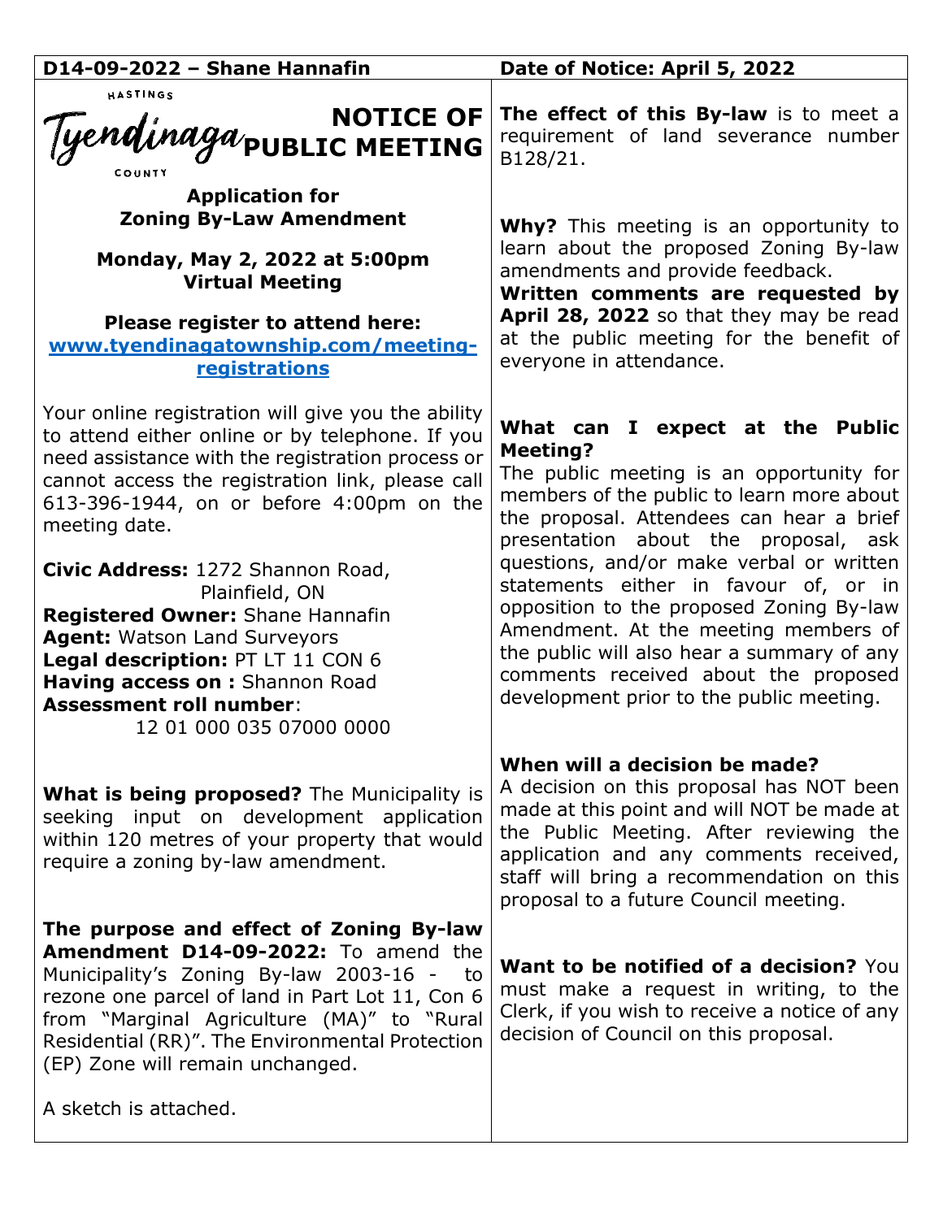**D14-09-2022 – Shane Hannafin** | **Date of Notice: April 5, 2022**

HASTINGS Tyendinaga COUNTY

# NOTICE OF PUBLIC MEETING

**Application for Zoning By-Law Amendment**

**Monday, May 2, 2022 at 5:00pm**
**Virtual Meeting**

**Please register to attend here:**
[www.tyendinagatownship.com/meeting-registrations](www.tyendinagatownship.com/meeting-registrations)

Your online registration will give you the ability to attend either online or by telephone. If you need assistance with the registration process or cannot access the registration link, please call 613-396-1944, on or before 4:00pm on the meeting date.

**Civic Address:** 1272 Shannon Road, Plainfield, ON
**Registered Owner:** Shane Hannafin
**Agent:** Watson Land Surveyors
**Legal description:** PT LT 11 CON 6
**Having access on :** Shannon Road
**Assessment roll number**: 12 01 000 035 07000 0000

**What is being proposed?** The Municipality is seeking input on development application within 120 metres of your property that would require a zoning by-law amendment.

**The purpose and effect of Zoning By-law Amendment D14-09-2022:** To amend the Municipality's Zoning By-law 2003-16 - to rezone one parcel of land in Part Lot 11, Con 6 from "Marginal Agriculture (MA)" to "Rural Residential (RR)". The Environmental Protection (EP) Zone will remain unchanged.

A sketch is attached.

**The effect of this By-law** is to meet a requirement of land severance number B128/21.

**Why?** This meeting is an opportunity to learn about the proposed Zoning By-law amendments and provide feedback.
**Written comments are requested by April 28, 2022** so that they may be read at the public meeting for the benefit of everyone in attendance.

**What can I expect at the Public Meeting?**
The public meeting is an opportunity for members of the public to learn more about the proposal. Attendees can hear a brief presentation about the proposal, ask questions, and/or make verbal or written statements either in favour of, or in opposition to the proposed Zoning By-law Amendment. At the meeting members of the public will also hear a summary of any comments received about the proposed development prior to the public meeting.

**When will a decision be made?**
A decision on this proposal has NOT been made at this point and will NOT be made at the Public Meeting. After reviewing the application and any comments received, staff will bring a recommendation on this proposal to a future Council meeting.

**Want to be notified of a decision?** You must make a request in writing, to the Clerk, if you wish to receive a notice of any decision of Council on this proposal.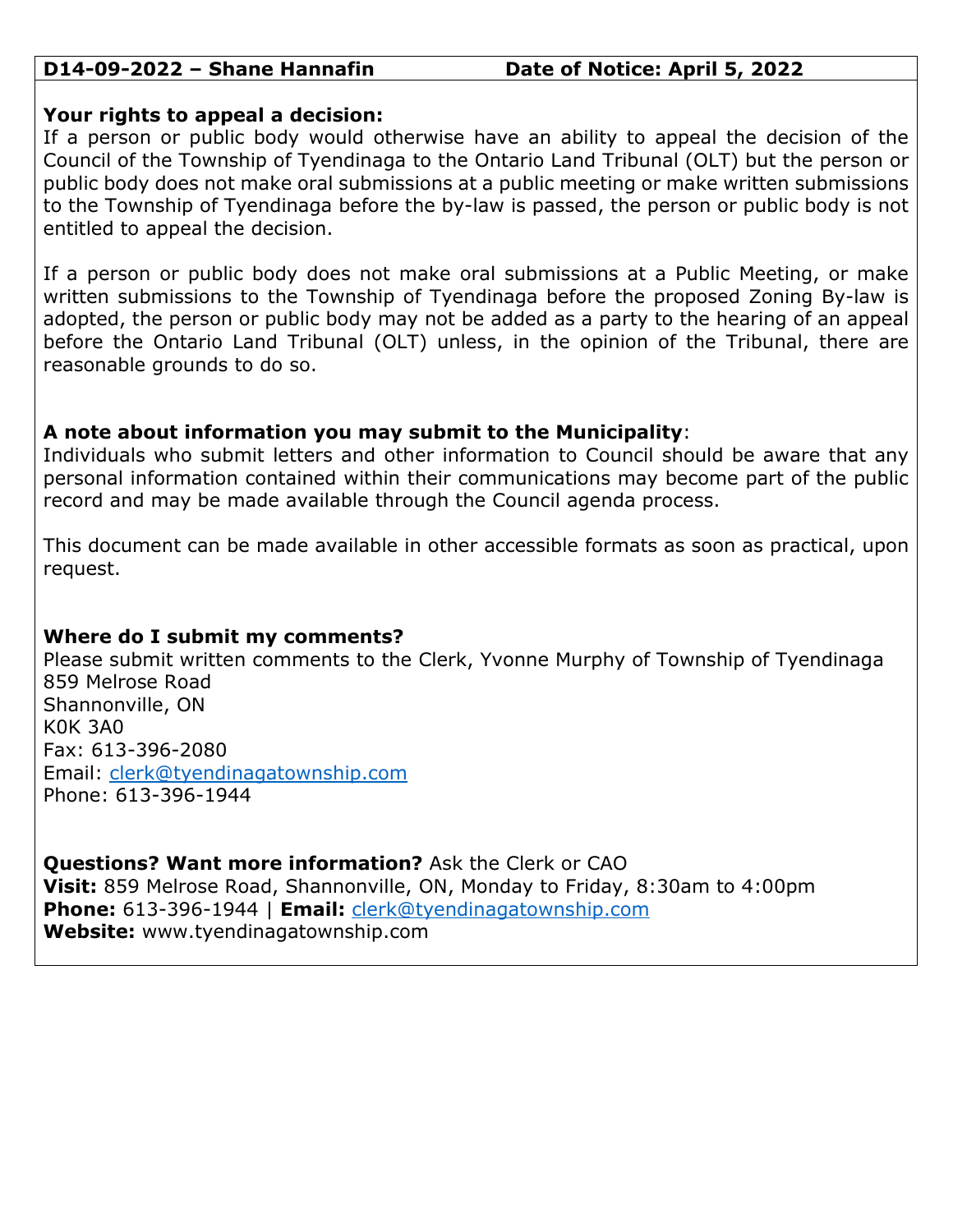**D14-09-2022 – Shane Hannafin Date of Notice: April 5, 2022**

**Your rights to appeal a decision:**
If a person or public body would otherwise have an ability to appeal the decision of the Council of the Township of Tyendinaga to the Ontario Land Tribunal (OLT) but the person or public body does not make oral submissions at a public meeting or make written submissions to the Township of Tyendinaga before the by-law is passed, the person or public body is not entitled to appeal the decision.

If a person or public body does not make oral submissions at a Public Meeting, or make written submissions to the Township of Tyendinaga before the proposed Zoning By-law is adopted, the person or public body may not be added as a party to the hearing of an appeal before the Ontario Land Tribunal (OLT) unless, in the opinion of the Tribunal, there are reasonable grounds to do so.

**A note about information you may submit to the Municipality**:
Individuals who submit letters and other information to Council should be aware that any personal information contained within their communications may become part of the public record and may be made available through the Council agenda process.

This document can be made available in other accessible formats as soon as practical, upon request.

**Where do I submit my comments?**
Please submit written comments to the Clerk, Yvonne Murphy of Township of Tyendinaga
859 Melrose Road
Shannonville, ON
K0K 3A0
Fax: 613-396-2080
Email: clerk@tyendinagatownship.com
Phone: 613-396-1944

**Questions? Want more information?** Ask the Clerk or CAO
**Visit:** 859 Melrose Road, Shannonville, ON, Monday to Friday, 8:30am to 4:00pm
**Phone:** 613-396-1944 | **Email:** clerk@tyendinagatownship.com
**Website:** www.tyendinagatownship.com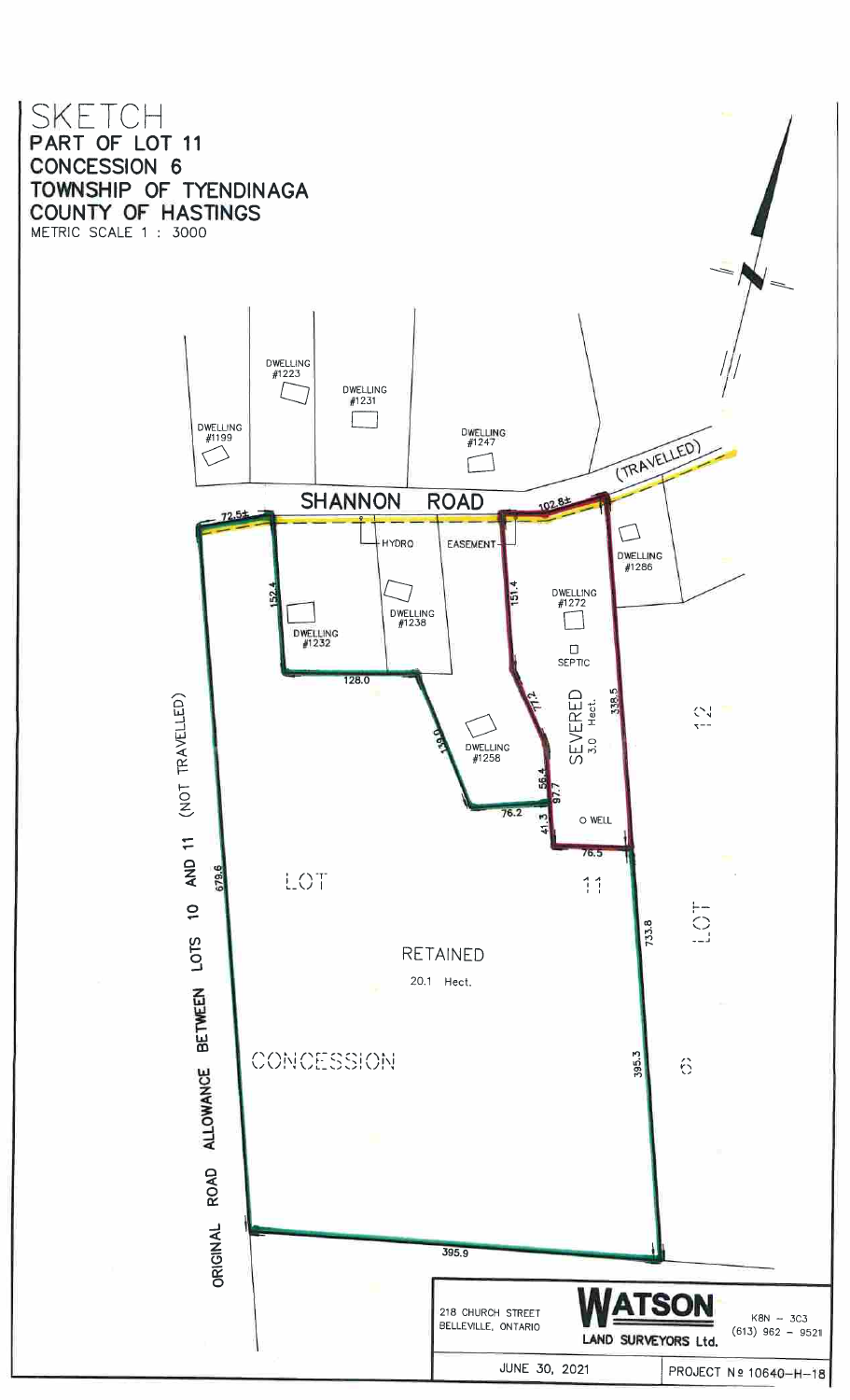# SKETCH

**PART OF LOT 11**
**CONCESSION 6**
**TOWNSHIP OF TYENDINAGA**
**COUNTY OF HASTINGS**

METRIC SCALE 1 : 3000

DWELLING #1223

DWELLING #1231

DWELLING #1199

DWELLING #1247

(TRAVELLED)

SHANNON ROAD

72.5±

102.8±

HYDRO

EASEMENT

DWELLING #1286

152.4

151.4

DWELLING #1272

DWELLING #1238

DWELLING #1232

SEPTIC

128.0

77.2

338.5

SEVERED 3.0 Hect.

LOT 12

139.0

DWELLING #1258

56.4

97.7

76.2

41.3

O WELL

76.5

ORIGINAL ROAD ALLOWANCE BETWEEN LOTS 10 AND 11 (NOT TRAVELLED)

679.6

LOT 11

733.8

LOT

RETAINED

20.1 Hect.

CONCESSION 6

395.3

395.9

218 CHURCH STREET
BELLEVILLE, ONTARIO

**WATSON LAND SURVEYORS Ltd.**

K8N – 3C3
(613) 962 – 9521

JUNE 30, 2021

PROJECT Nº 10640–H–18